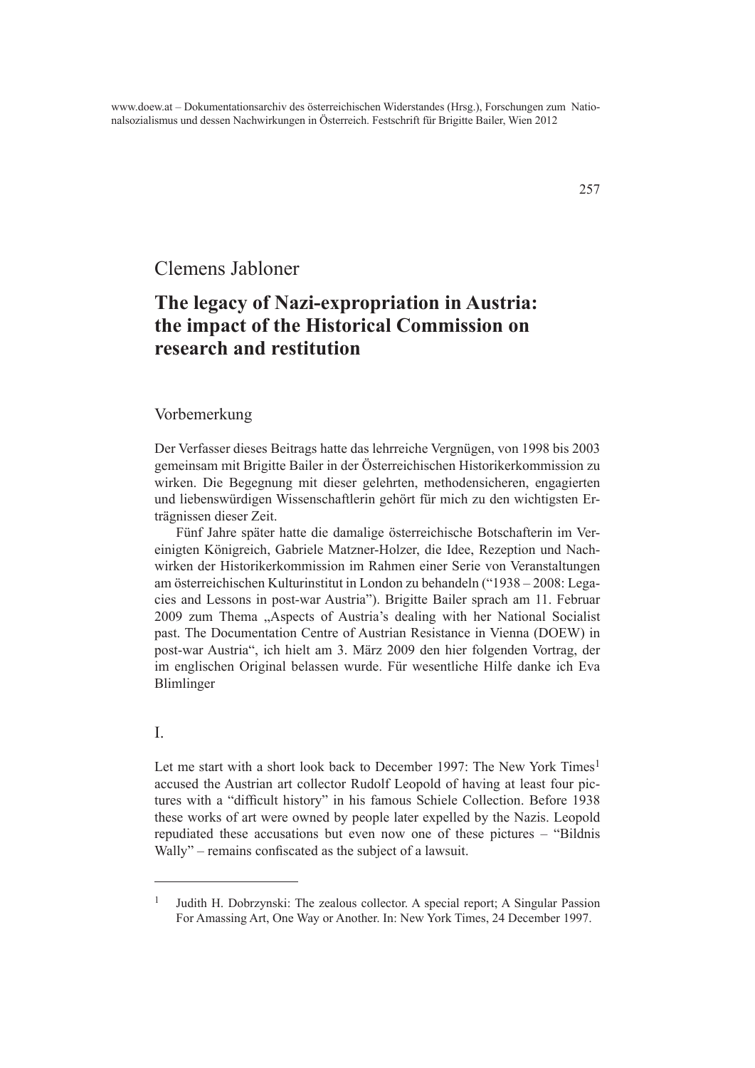Clemens Jabloner

# The legacy of Nazi-expropriation in Austria: the impact of the Historical Commission on research and restitution

## Vorbemerkung

Der Verfasser dieses Beitrags hatte das lehrreiche Vergnügen, von 1998 bis 2003 gemeinsam mit Brigitte Bailer in der Österreichischen Historikerkommission zu wirken. Die Begegnung mit dieser gelehrten, methodensicheren, engagierten und liebenswürdigen Wissenschaftlerin gehört für mich zu den wichtigsten Erträgnissen dieser Zeit.

Fünf Jahre später hatte die damalige österreichische Botschafterin im Vereinigten Königreich, Gabriele Matzner-Holzer, die Idee, Rezeption und Nachwirken der Historikerkommission im Rahmen einer Serie von Veranstaltungen am österreichischen Kulturinstitut in London zu behandeln ("1938 – 2008: Legacies and Lessons in post-war Austria"). Brigitte Bailer sprach am 11. Februar 2009 zum Thema „Aspects of Austria's dealing with her National Socialist past. The Documentation Centre of Austrian Resistance in Vienna (DOEW) in post-war Austria", ich hielt am 3. März 2009 den hier folgenden Vortrag, der im englischen Original belassen wurde. Für wesentliche Hilfe danke ich Eva Blimlinger

## I.

Let me start with a short look back to December 1997: The New York Times[1] accused the Austrian art collector Rudolf Leopold of having at least four pictures with a "difficult history" in his famous Schiele Collection. Before 1938 these works of art were owned by people later expelled by the Nazis. Leopold repudiated these accusations but even now one of these pictures – "Bildnis Wally" – remains confiscated as the subject of a lawsuit.

---

[1] Judith H. Dobrzynski: The zealous collector. A special report; A Singular Passion For Amassing Art, One Way or Another. In: New York Times, 24 December 1997.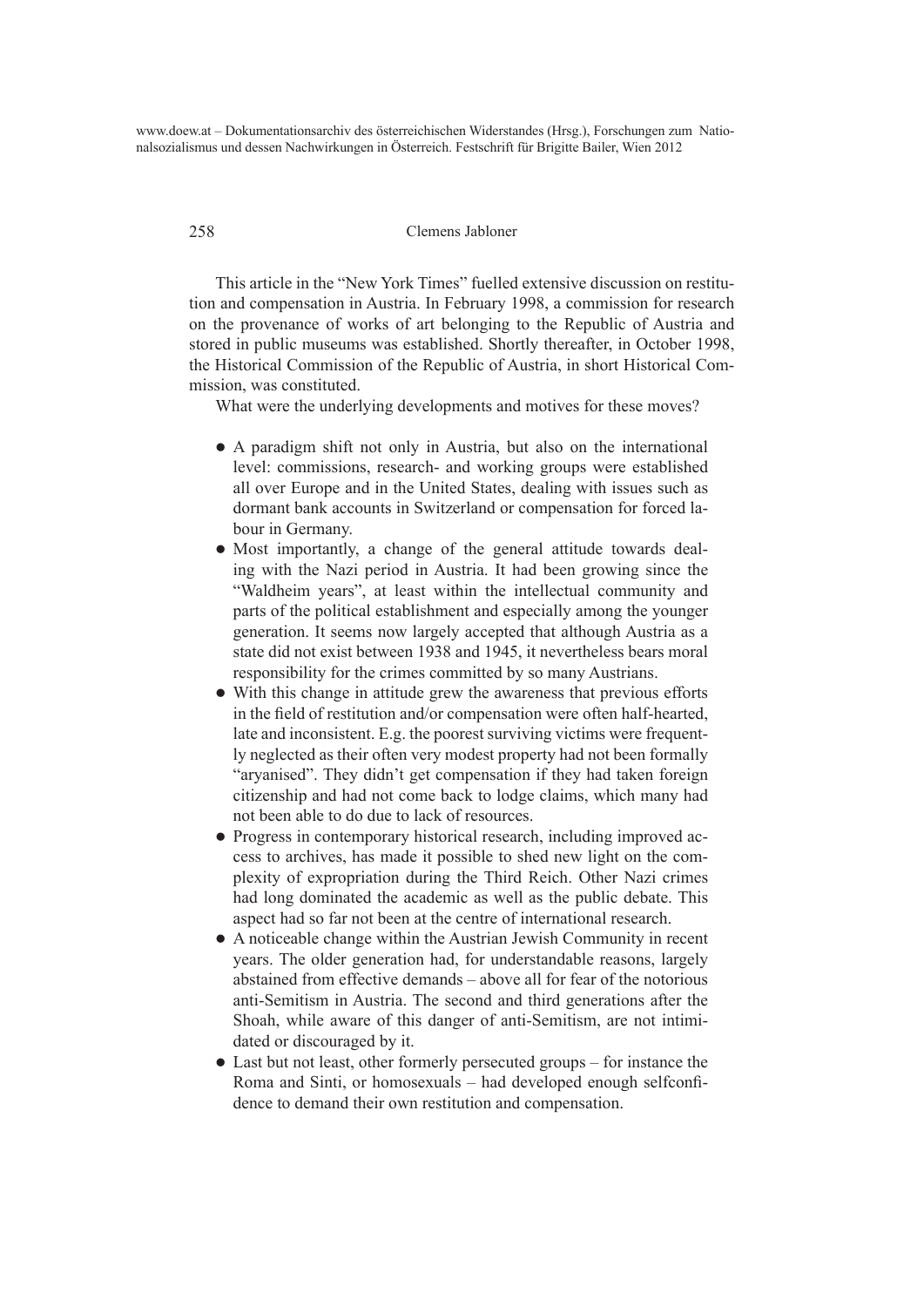This article in the "New York Times" fuelled extensive discussion on restitution and compensation in Austria. In February 1998, a commission for research on the provenance of works of art belonging to the Republic of Austria and stored in public museums was established. Shortly thereafter, in October 1998, the Historical Commission of the Republic of Austria, in short Historical Commission, was constituted.

What were the underlying developments and motives for these moves?

- A paradigm shift not only in Austria, but also on the international level: commissions, research- and working groups were established all over Europe and in the United States, dealing with issues such as dormant bank accounts in Switzerland or compensation for forced labour in Germany.
- Most importantly, a change of the general attitude towards dealing with the Nazi period in Austria. It had been growing since the "Waldheim years", at least within the intellectual community and parts of the political establishment and especially among the younger generation. It seems now largely accepted that although Austria as a state did not exist between 1938 and 1945, it nevertheless bears moral responsibility for the crimes committed by so many Austrians.
- With this change in attitude grew the awareness that previous efforts in the field of restitution and/or compensation were often half-hearted, late and inconsistent. E.g. the poorest surviving victims were frequently neglected as their often very modest property had not been formally "aryanised". They didn't get compensation if they had taken foreign citizenship and had not come back to lodge claims, which many had not been able to do due to lack of resources.
- Progress in contemporary historical research, including improved access to archives, has made it possible to shed new light on the complexity of expropriation during the Third Reich. Other Nazi crimes had long dominated the academic as well as the public debate. This aspect had so far not been at the centre of international research.
- A noticeable change within the Austrian Jewish Community in recent years. The older generation had, for understandable reasons, largely abstained from effective demands – above all for fear of the notorious anti-Semitism in Austria. The second and third generations after the Shoah, while aware of this danger of anti-Semitism, are not intimidated or discouraged by it.
- Last but not least, other formerly persecuted groups – for instance the Roma and Sinti, or homosexuals – had developed enough selfconfidence to demand their own restitution and compensation.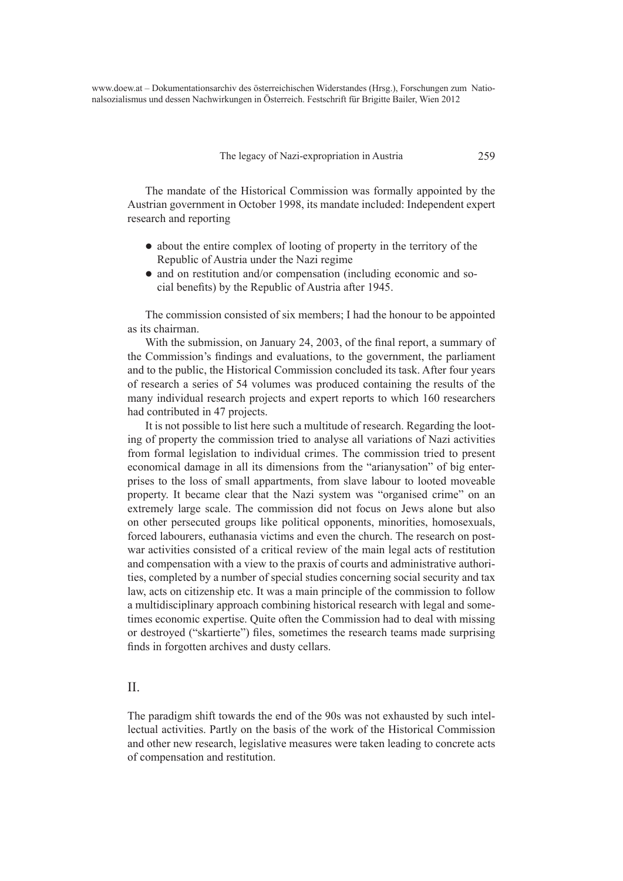The mandate of the Historical Commission was formally appointed by the Austrian government in October 1998, its mandate included: Independent expert research and reporting

- about the entire complex of looting of property in the territory of the Republic of Austria under the Nazi regime
- and on restitution and/or compensation (including economic and social benefits) by the Republic of Austria after 1945.

The commission consisted of six members; I had the honour to be appointed as its chairman.

With the submission, on January 24, 2003, of the final report, a summary of the Commission's findings and evaluations, to the government, the parliament and to the public, the Historical Commission concluded its task. After four years of research a series of 54 volumes was produced containing the results of the many individual research projects and expert reports to which 160 researchers had contributed in 47 projects.

It is not possible to list here such a multitude of research. Regarding the looting of property the commission tried to analyse all variations of Nazi activities from formal legislation to individual crimes. The commission tried to present economical damage in all its dimensions from the "arianysation" of big enterprises to the loss of small appartments, from slave labour to looted moveable property. It became clear that the Nazi system was "organised crime" on an extremely large scale. The commission did not focus on Jews alone but also on other persecuted groups like political opponents, minorities, homosexuals, forced labourers, euthanasia victims and even the church. The research on post-war activities consisted of a critical review of the main legal acts of restitution and compensation with a view to the praxis of courts and administrative authorities, completed by a number of special studies concerning social security and tax law, acts on citizenship etc. It was a main principle of the commission to follow a multidisciplinary approach combining historical research with legal and sometimes economic expertise. Quite often the Commission had to deal with missing or destroyed ("skartierte") files, sometimes the research teams made surprising finds in forgotten archives and dusty cellars.

## II.

The paradigm shift towards the end of the 90s was not exhausted by such intellectual activities. Partly on the basis of the work of the Historical Commission and other new research, legislative measures were taken leading to concrete acts of compensation and restitution.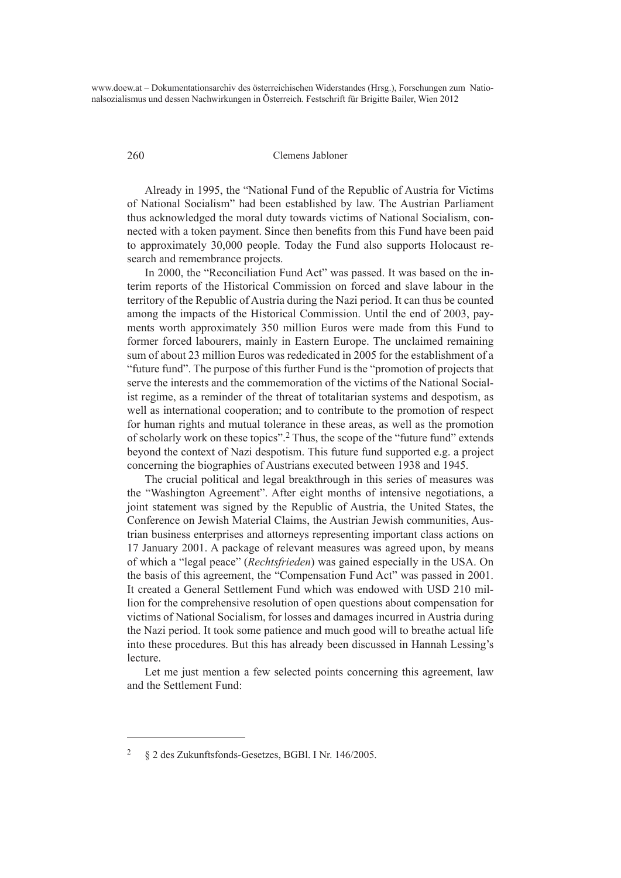Already in 1995, the "National Fund of the Republic of Austria for Victims of National Socialism" had been established by law. The Austrian Parliament thus acknowledged the moral duty towards victims of National Socialism, connected with a token payment. Since then benefits from this Fund have been paid to approximately 30,000 people. Today the Fund also supports Holocaust research and remembrance projects.

In 2000, the "Reconciliation Fund Act" was passed. It was based on the interim reports of the Historical Commission on forced and slave labour in the territory of the Republic of Austria during the Nazi period. It can thus be counted among the impacts of the Historical Commission. Until the end of 2003, payments worth approximately 350 million Euros were made from this Fund to former forced labourers, mainly in Eastern Europe. The unclaimed remaining sum of about 23 million Euros was rededicated in 2005 for the establishment of a "future fund". The purpose of this further Fund is the "promotion of projects that serve the interests and the commemoration of the victims of the National Socialist regime, as a reminder of the threat of totalitarian systems and despotism, as well as international cooperation; and to contribute to the promotion of respect for human rights and mutual tolerance in these areas, as well as the promotion of scholarly work on these topics".[2] Thus, the scope of the "future fund" extends beyond the context of Nazi despotism. This future fund supported e.g. a project concerning the biographies of Austrians executed between 1938 and 1945.

The crucial political and legal breakthrough in this series of measures was the "Washington Agreement". After eight months of intensive negotiations, a joint statement was signed by the Republic of Austria, the United States, the Conference on Jewish Material Claims, the Austrian Jewish communities, Austrian business enterprises and attorneys representing important class actions on 17 January 2001. A package of relevant measures was agreed upon, by means of which a "legal peace" (*Rechtsfrieden*) was gained especially in the USA. On the basis of this agreement, the "Compensation Fund Act" was passed in 2001. It created a General Settlement Fund which was endowed with USD 210 million for the comprehensive resolution of open questions about compensation for victims of National Socialism, for losses and damages incurred in Austria during the Nazi period. It took some patience and much good will to breathe actual life into these procedures. But this has already been discussed in Hannah Lessing's lecture.

Let me just mention a few selected points concerning this agreement, law and the Settlement Fund:

---

[2] § 2 des Zukunftsfonds-Gesetzes, BGBl. I Nr. 146/2005.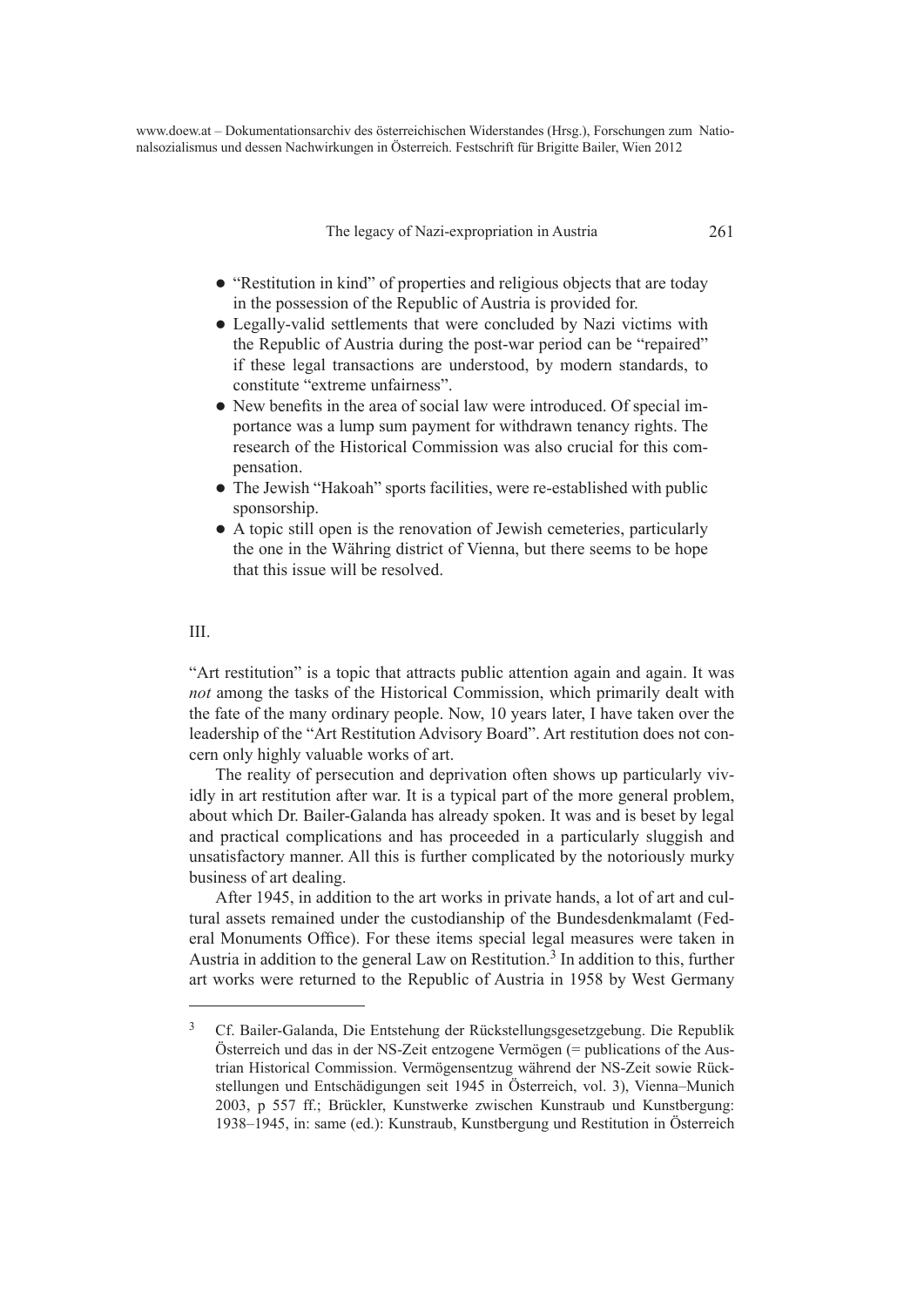- "Restitution in kind" of properties and religious objects that are today in the possession of the Republic of Austria is provided for.
- Legally-valid settlements that were concluded by Nazi victims with the Republic of Austria during the post-war period can be "repaired" if these legal transactions are understood, by modern standards, to constitute "extreme unfairness".
- New benefits in the area of social law were introduced. Of special importance was a lump sum payment for withdrawn tenancy rights. The research of the Historical Commission was also crucial for this compensation.
- The Jewish "Hakoah" sports facilities, were re-established with public sponsorship.
- A topic still open is the renovation of Jewish cemeteries, particularly the one in the Währing district of Vienna, but there seems to be hope that this issue will be resolved.

## III.

"Art restitution" is a topic that attracts public attention again and again. It was *not* among the tasks of the Historical Commission, which primarily dealt with the fate of the many ordinary people. Now, 10 years later, I have taken over the leadership of the "Art Restitution Advisory Board". Art restitution does not concern only highly valuable works of art.

The reality of persecution and deprivation often shows up particularly vividly in art restitution after war. It is a typical part of the more general problem, about which Dr. Bailer-Galanda has already spoken. It was and is beset by legal and practical complications and has proceeded in a particularly sluggish and unsatisfactory manner. All this is further complicated by the notoriously murky business of art dealing.

After 1945, in addition to the art works in private hands, a lot of art and cultural assets remained under the custodianship of the Bundesdenkmalamt (Federal Monuments Office). For these items special legal measures were taken in Austria in addition to the general Law on Restitution.[3] In addition to this, further art works were returned to the Republic of Austria in 1958 by West Germany

---

[3] Cf. Bailer-Galanda, Die Entstehung der Rückstellungsgesetzgebung. Die Republik Österreich und das in der NS-Zeit entzogene Vermögen (= publications of the Austrian Historical Commission. Vermögensentzug während der NS-Zeit sowie Rückstellungen und Entschädigungen seit 1945 in Österreich, vol. 3), Vienna–Munich 2003, p 557 ff.; Brückler, Kunstwerke zwischen Kunstraub und Kunstbergung: 1938–1945, in: same (ed.): Kunstraub, Kunstbergung und Restitution in Österreich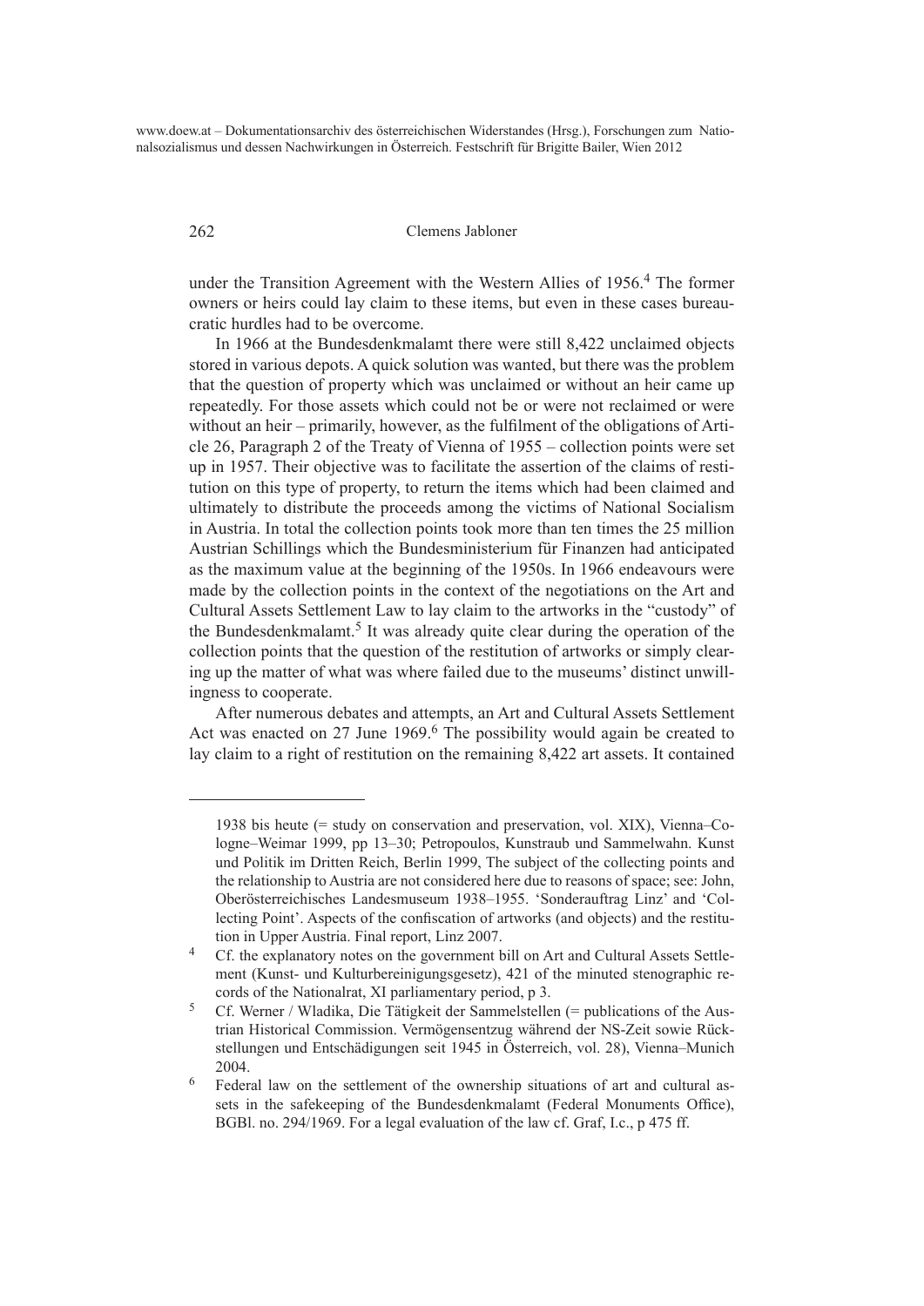under the Transition Agreement with the Western Allies of 1956.[4] The former owners or heirs could lay claim to these items, but even in these cases bureaucratic hurdles had to be overcome.

In 1966 at the Bundesdenkmalamt there were still 8,422 unclaimed objects stored in various depots. A quick solution was wanted, but there was the problem that the question of property which was unclaimed or without an heir came up repeatedly. For those assets which could not be or were not reclaimed or were without an heir – primarily, however, as the fulfilment of the obligations of Article 26, Paragraph 2 of the Treaty of Vienna of 1955 – collection points were set up in 1957. Their objective was to facilitate the assertion of the claims of restitution on this type of property, to return the items which had been claimed and ultimately to distribute the proceeds among the victims of National Socialism in Austria. In total the collection points took more than ten times the 25 million Austrian Schillings which the Bundesministerium für Finanzen had anticipated as the maximum value at the beginning of the 1950s. In 1966 endeavours were made by the collection points in the context of the negotiations on the Art and Cultural Assets Settlement Law to lay claim to the artworks in the "custody" of the Bundesdenkmalamt.[5] It was already quite clear during the operation of the collection points that the question of the restitution of artworks or simply clearing up the matter of what was where failed due to the museums' distinct unwillingness to cooperate.

After numerous debates and attempts, an Art and Cultural Assets Settlement Act was enacted on 27 June 1969.[6] The possibility would again be created to lay claim to a right of restitution on the remaining 8,422 art assets. It contained

---

1938 bis heute (= study on conservation and preservation, vol. XIX), Vienna–Cologne–Weimar 1999, pp 13–30; Petropoulos, Kunstraub und Sammelwahn. Kunst und Politik im Dritten Reich, Berlin 1999, The subject of the collecting points and the relationship to Austria are not considered here due to reasons of space; see: John, Oberösterreichisches Landesmuseum 1938–1955. 'Sonderauftrag Linz' and 'Collecting Point'. Aspects of the confiscation of artworks (and objects) and the restitution in Upper Austria. Final report, Linz 2007.

[4] Cf. the explanatory notes on the government bill on Art and Cultural Assets Settlement (Kunst- und Kulturbereinigungsgesetz), 421 of the minuted stenographic records of the Nationalrat, XI parliamentary period, p 3.

[5] Cf. Werner / Wladika, Die Tätigkeit der Sammelstellen (= publications of the Austrian Historical Commission. Vermögensentzug während der NS-Zeit sowie Rückstellungen und Entschädigungen seit 1945 in Österreich, vol. 28), Vienna–Munich 2004.

[6] Federal law on the settlement of the ownership situations of art and cultural assets in the safekeeping of the Bundesdenkmalamt (Federal Monuments Office), BGBl. no. 294/1969. For a legal evaluation of the law cf. Graf, I.c., p 475 ff.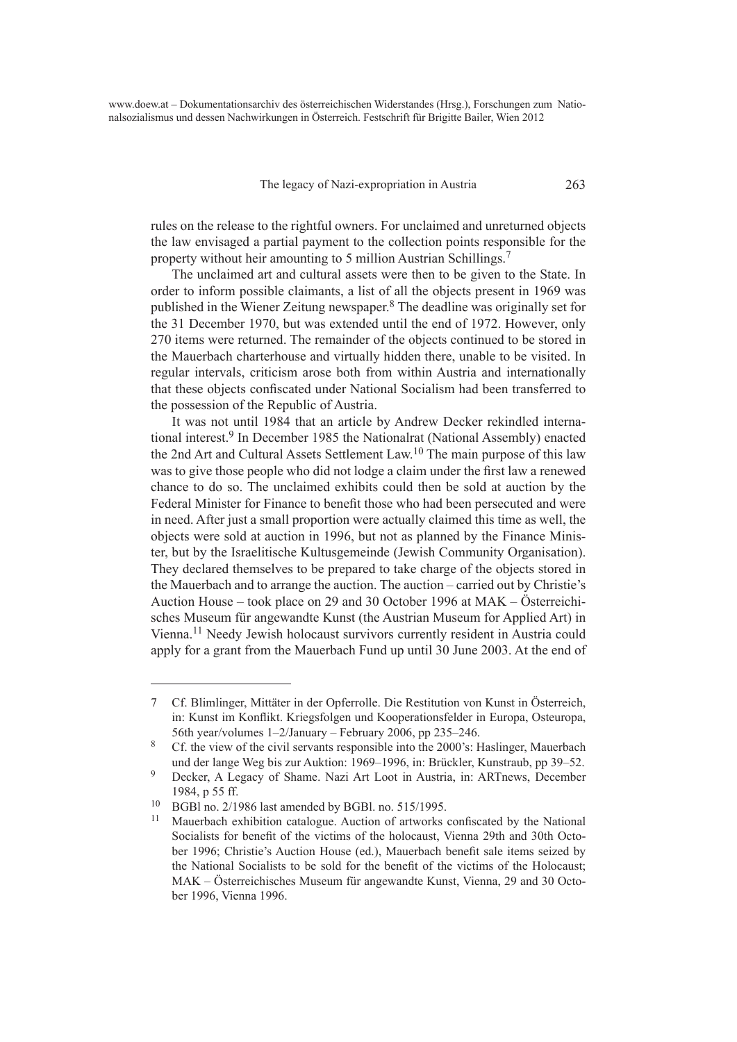rules on the release to the rightful owners. For unclaimed and unreturned objects the law envisaged a partial payment to the collection points responsible for the property without heir amounting to 5 million Austrian Schillings.[7]

The unclaimed art and cultural assets were then to be given to the State. In order to inform possible claimants, a list of all the objects present in 1969 was published in the Wiener Zeitung newspaper.[8] The deadline was originally set for the 31 December 1970, but was extended until the end of 1972. However, only 270 items were returned. The remainder of the objects continued to be stored in the Mauerbach charterhouse and virtually hidden there, unable to be visited. In regular intervals, criticism arose both from within Austria and internationally that these objects confiscated under National Socialism had been transferred to the possession of the Republic of Austria.

It was not until 1984 that an article by Andrew Decker rekindled international interest.[9] In December 1985 the Nationalrat (National Assembly) enacted the 2nd Art and Cultural Assets Settlement Law.[10] The main purpose of this law was to give those people who did not lodge a claim under the first law a renewed chance to do so. The unclaimed exhibits could then be sold at auction by the Federal Minister for Finance to benefit those who had been persecuted and were in need. After just a small proportion were actually claimed this time as well, the objects were sold at auction in 1996, but not as planned by the Finance Minister, but by the Israelitische Kultusgemeinde (Jewish Community Organisation). They declared themselves to be prepared to take charge of the objects stored in the Mauerbach and to arrange the auction. The auction – carried out by Christie's Auction House – took place on 29 and 30 October 1996 at MAK – Österreichisches Museum für angewandte Kunst (the Austrian Museum for Applied Art) in Vienna.[11] Needy Jewish holocaust survivors currently resident in Austria could apply for a grant from the Mauerbach Fund up until 30 June 2003. At the end of

---

7 Cf. Blimlinger, Mittäter in der Opferrolle. Die Restitution von Kunst in Österreich, in: Kunst im Konflikt. Kriegsfolgen und Kooperationsfelder in Europa, Osteuropa, 56th year/volumes 1–2/January – February 2006, pp 235–246.

8 Cf. the view of the civil servants responsible into the 2000's: Haslinger, Mauerbach und der lange Weg bis zur Auktion: 1969–1996, in: Brückler, Kunstraub, pp 39–52.

9 Decker, A Legacy of Shame. Nazi Art Loot in Austria, in: ARTnews, December 1984, p 55 ff.

10 BGBl no. 2/1986 last amended by BGBl. no. 515/1995.

11 Mauerbach exhibition catalogue. Auction of artworks confiscated by the National Socialists for benefit of the victims of the holocaust, Vienna 29th and 30th October 1996; Christie's Auction House (ed.), Mauerbach benefit sale items seized by the National Socialists to be sold for the benefit of the victims of the Holocaust; MAK – Österreichisches Museum für angewandte Kunst, Vienna, 29 and 30 October 1996, Vienna 1996.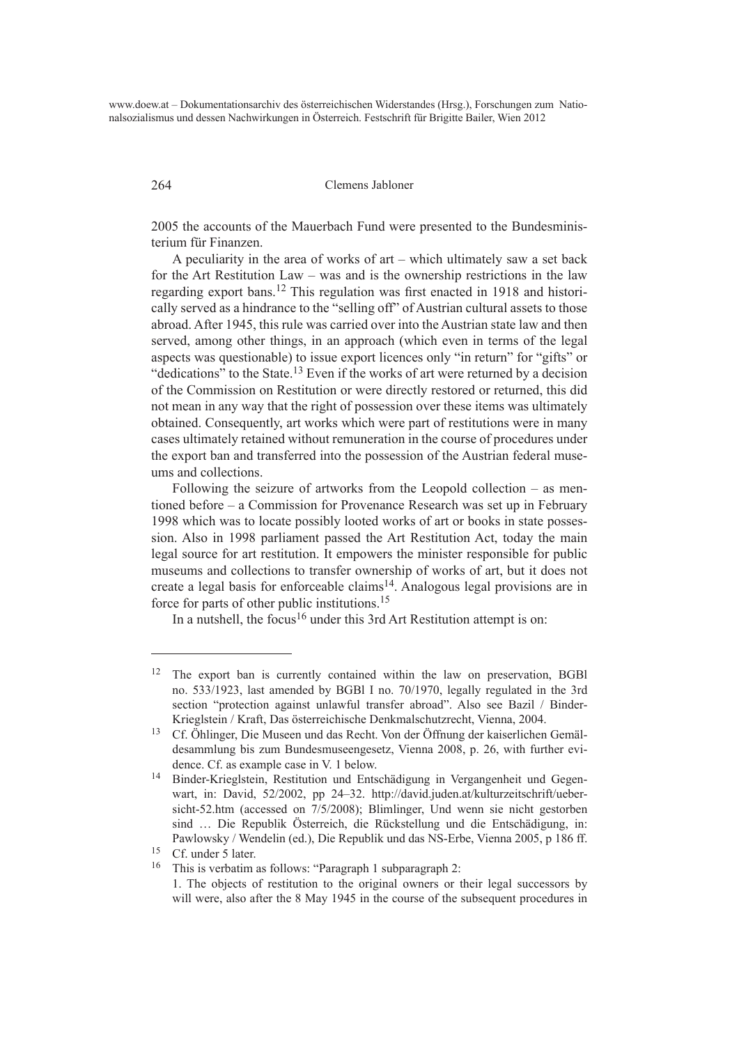2005 the accounts of the Mauerbach Fund were presented to the Bundesministerium für Finanzen.

A peculiarity in the area of works of art – which ultimately saw a set back for the Art Restitution Law – was and is the ownership restrictions in the law regarding export bans.[12] This regulation was first enacted in 1918 and historically served as a hindrance to the "selling off" of Austrian cultural assets to those abroad. After 1945, this rule was carried over into the Austrian state law and then served, among other things, in an approach (which even in terms of the legal aspects was questionable) to issue export licences only "in return" for "gifts" or "dedications" to the State.[13] Even if the works of art were returned by a decision of the Commission on Restitution or were directly restored or returned, this did not mean in any way that the right of possession over these items was ultimately obtained. Consequently, art works which were part of restitutions were in many cases ultimately retained without remuneration in the course of procedures under the export ban and transferred into the possession of the Austrian federal museums and collections.

Following the seizure of artworks from the Leopold collection – as mentioned before – a Commission for Provenance Research was set up in February 1998 which was to locate possibly looted works of art or books in state possession. Also in 1998 parliament passed the Art Restitution Act, today the main legal source for art restitution. It empowers the minister responsible for public museums and collections to transfer ownership of works of art, but it does not create a legal basis for enforceable claims[14]. Analogous legal provisions are in force for parts of other public institutions.[15]

In a nutshell, the focus[16] under this 3rd Art Restitution attempt is on:

---

[12] The export ban is currently contained within the law on preservation, BGBl no. 533/1923, last amended by BGBl I no. 70/1970, legally regulated in the 3rd section "protection against unlawful transfer abroad". Also see Bazil / Binder-Krieglstein / Kraft, Das österreichische Denkmalschutzrecht, Vienna, 2004.

[13] Cf. Öhlinger, Die Museen und das Recht. Von der Öffnung der kaiserlichen Gemäldesammlung bis zum Bundesmuseengesetz, Vienna 2008, p. 26, with further evidence. Cf. as example case in V. 1 below.

[14] Binder-Krieglstein, Restitution und Entschädigung in Vergangenheit und Gegenwart, in: David, 52/2002, pp 24–32. http://david.juden.at/kulturzeitschrift/uebersicht-52.htm (accessed on 7/5/2008); Blimlinger, Und wenn sie nicht gestorben sind … Die Republik Österreich, die Rückstellung und die Entschädigung, in: Pawlowsky / Wendelin (ed.), Die Republik und das NS-Erbe, Vienna 2005, p 186 ff.

[15] Cf. under 5 later.

[16] This is verbatim as follows: "Paragraph 1 subparagraph 2:
1. The objects of restitution to the original owners or their legal successors by will were, also after the 8 May 1945 in the course of the subsequent procedures in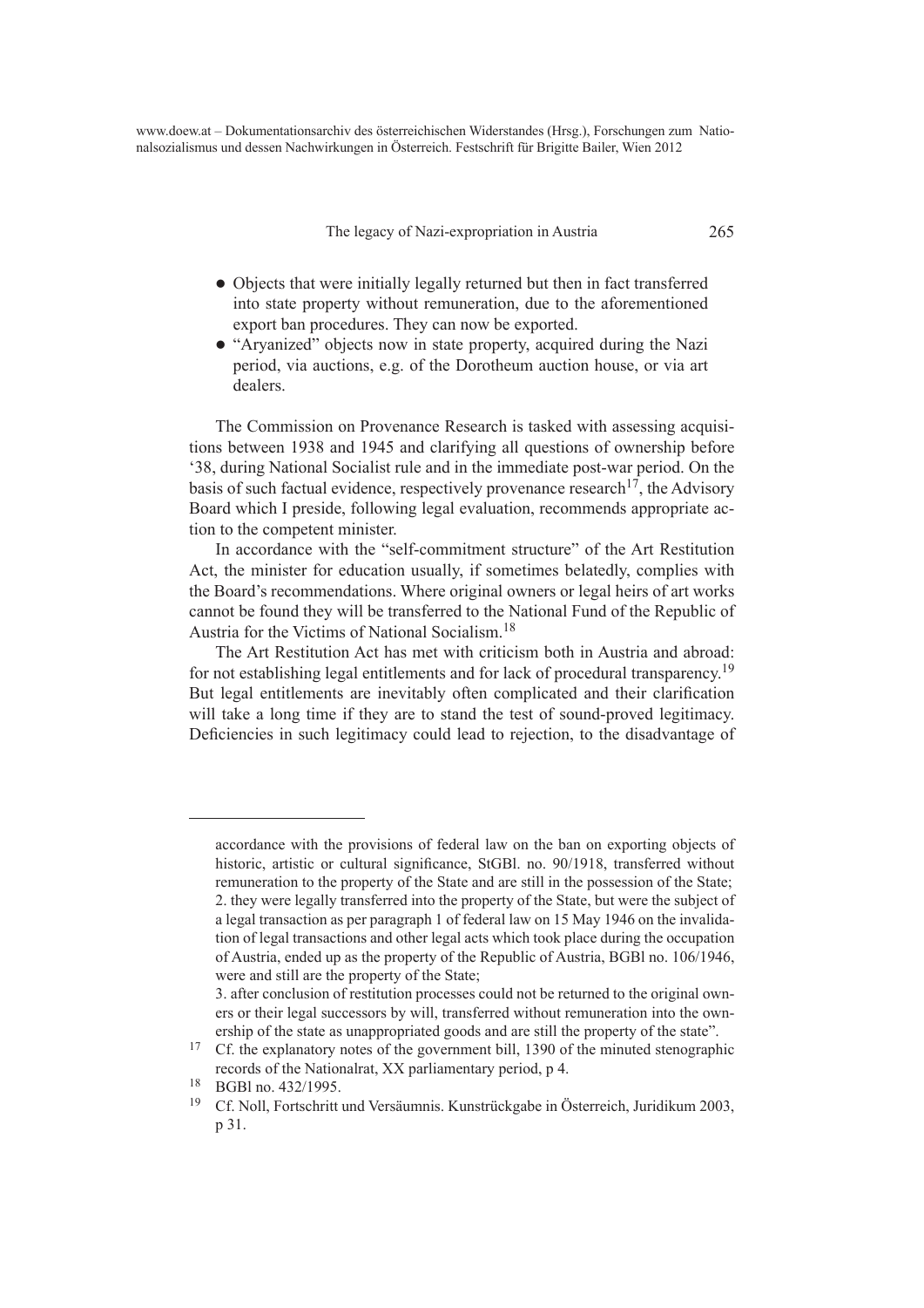- Objects that were initially legally returned but then in fact transferred into state property without remuneration, due to the aforementioned export ban procedures. They can now be exported.
- "Aryanized" objects now in state property, acquired during the Nazi period, via auctions, e.g. of the Dorotheum auction house, or via art dealers.

The Commission on Provenance Research is tasked with assessing acquisitions between 1938 and 1945 and clarifying all questions of ownership before '38, during National Socialist rule and in the immediate post-war period. On the basis of such factual evidence, respectively provenance research[17], the Advisory Board which I preside, following legal evaluation, recommends appropriate action to the competent minister.

In accordance with the "self-commitment structure" of the Art Restitution Act, the minister for education usually, if sometimes belatedly, complies with the Board's recommendations. Where original owners or legal heirs of art works cannot be found they will be transferred to the National Fund of the Republic of Austria for the Victims of National Socialism.[18]

The Art Restitution Act has met with criticism both in Austria and abroad: for not establishing legal entitlements and for lack of procedural transparency.[19] But legal entitlements are inevitably often complicated and their clarification will take a long time if they are to stand the test of sound-proved legitimacy. Deficiencies in such legitimacy could lead to rejection, to the disadvantage of

---

accordance with the provisions of federal law on the ban on exporting objects of historic, artistic or cultural significance, StGBl. no. 90/1918, transferred without remuneration to the property of the State and are still in the possession of the State; 2. they were legally transferred into the property of the State, but were the subject of a legal transaction as per paragraph 1 of federal law on 15 May 1946 on the invalidation of legal transactions and other legal acts which took place during the occupation of Austria, ended up as the property of the Republic of Austria, BGBl no. 106/1946, were and still are the property of the State;
3. after conclusion of restitution processes could not be returned to the original owners or their legal successors by will, transferred without remuneration into the ownership of the state as unappropriated goods and are still the property of the state".

[17] Cf. the explanatory notes of the government bill, 1390 of the minuted stenographic records of the Nationalrat, XX parliamentary period, p 4.

[18] BGBl no. 432/1995.

[19] Cf. Noll, Fortschritt und Versäumnis. Kunstrückgabe in Österreich, Juridikum 2003, p 31.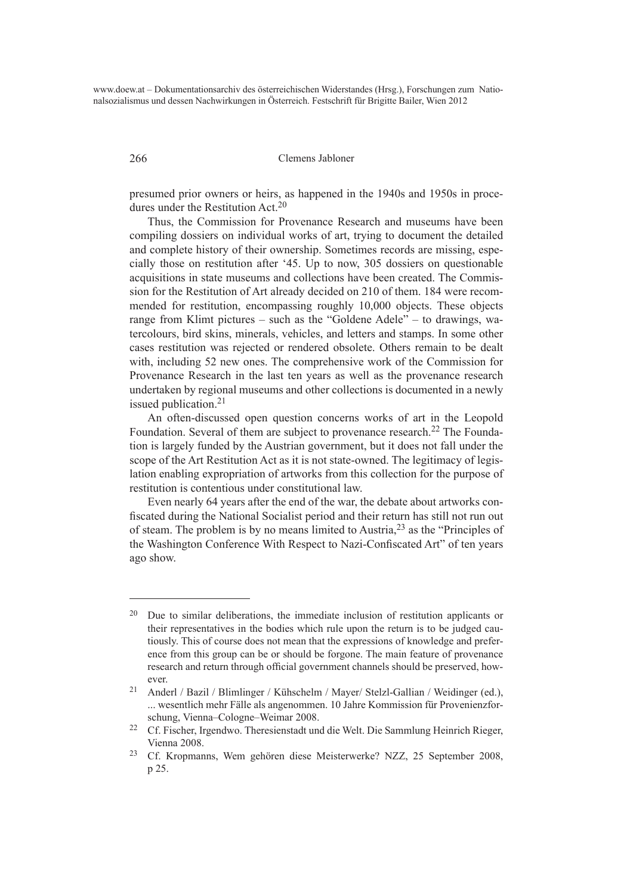presumed prior owners or heirs, as happened in the 1940s and 1950s in procedures under the Restitution Act.[20]

Thus, the Commission for Provenance Research and museums have been compiling dossiers on individual works of art, trying to document the detailed and complete history of their ownership. Sometimes records are missing, especially those on restitution after '45. Up to now, 305 dossiers on questionable acquisitions in state museums and collections have been created. The Commission for the Restitution of Art already decided on 210 of them. 184 were recommended for restitution, encompassing roughly 10,000 objects. These objects range from Klimt pictures – such as the "Goldene Adele" – to drawings, watercolours, bird skins, minerals, vehicles, and letters and stamps. In some other cases restitution was rejected or rendered obsolete. Others remain to be dealt with, including 52 new ones. The comprehensive work of the Commission for Provenance Research in the last ten years as well as the provenance research undertaken by regional museums and other collections is documented in a newly issued publication.[21]

An often-discussed open question concerns works of art in the Leopold Foundation. Several of them are subject to provenance research.[22] The Foundation is largely funded by the Austrian government, but it does not fall under the scope of the Art Restitution Act as it is not state-owned. The legitimacy of legislation enabling expropriation of artworks from this collection for the purpose of restitution is contentious under constitutional law.

Even nearly 64 years after the end of the war, the debate about artworks confiscated during the National Socialist period and their return has still not run out of steam. The problem is by no means limited to Austria,[23] as the "Principles of the Washington Conference With Respect to Nazi-Confiscated Art" of ten years ago show.

---

[20] Due to similar deliberations, the immediate inclusion of restitution applicants or their representatives in the bodies which rule upon the return is to be judged cautiously. This of course does not mean that the expressions of knowledge and preference from this group can be or should be forgone. The main feature of provenance research and return through official government channels should be preserved, however.

[21] Anderl / Bazil / Blimlinger / Kühschelm / Mayer/ Stelzl-Gallian / Weidinger (ed.), ... wesentlich mehr Fälle als angenommen. 10 Jahre Kommission für Provenienzforschung, Vienna–Cologne–Weimar 2008.

[22] Cf. Fischer, Irgendwo. Theresienstadt und die Welt. Die Sammlung Heinrich Rieger, Vienna 2008.

[23] Cf. Kropmanns, Wem gehören diese Meisterwerke? NZZ, 25 September 2008, p 25.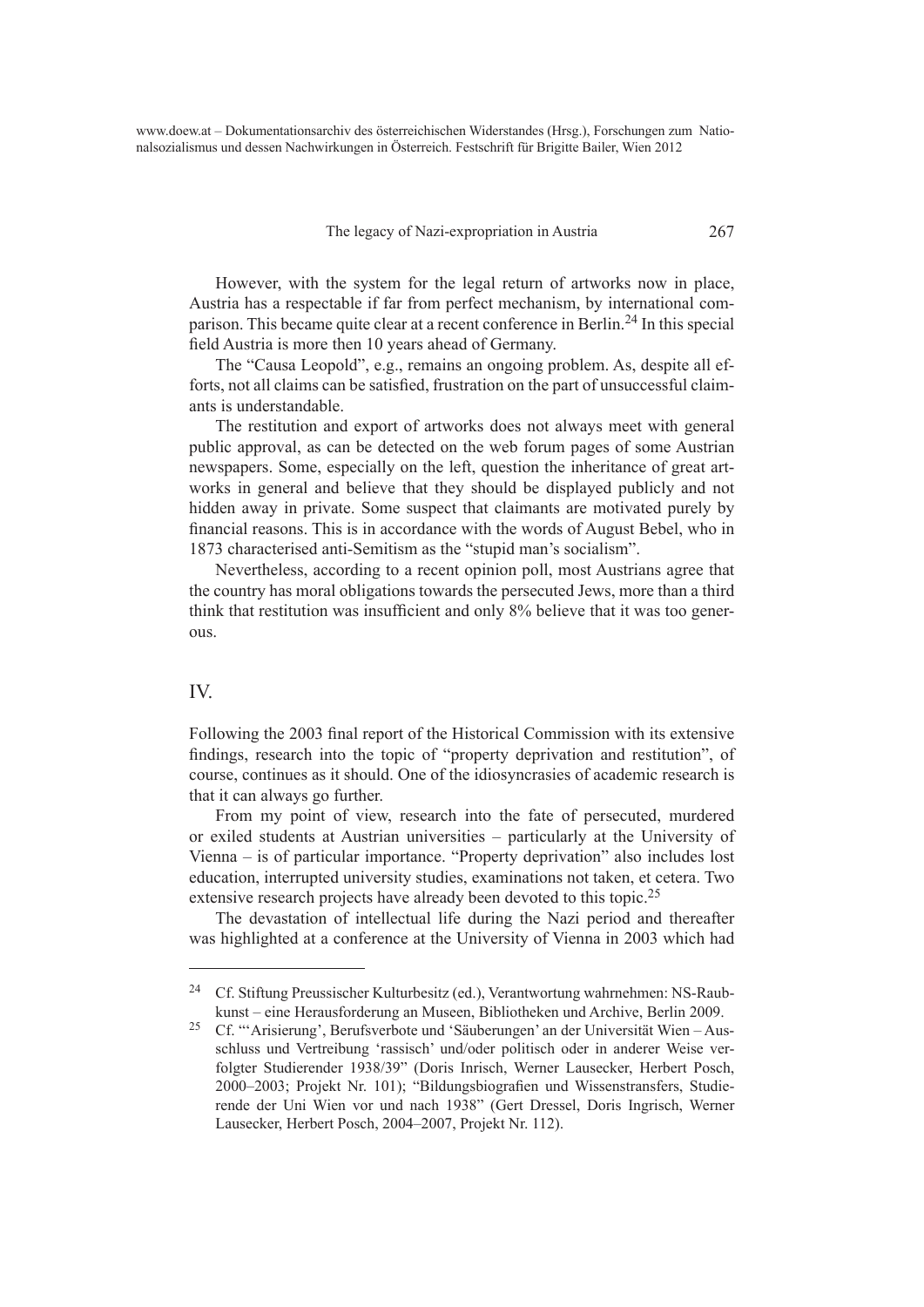However, with the system for the legal return of artworks now in place, Austria has a respectable if far from perfect mechanism, by international comparison. This became quite clear at a recent conference in Berlin.[24] In this special field Austria is more then 10 years ahead of Germany.

The "Causa Leopold", e.g., remains an ongoing problem. As, despite all efforts, not all claims can be satisfied, frustration on the part of unsuccessful claimants is understandable.

The restitution and export of artworks does not always meet with general public approval, as can be detected on the web forum pages of some Austrian newspapers. Some, especially on the left, question the inheritance of great artworks in general and believe that they should be displayed publicly and not hidden away in private. Some suspect that claimants are motivated purely by financial reasons. This is in accordance with the words of August Bebel, who in 1873 characterised anti-Semitism as the "stupid man's socialism".

Nevertheless, according to a recent opinion poll, most Austrians agree that the country has moral obligations towards the persecuted Jews, more than a third think that restitution was insufficient and only 8% believe that it was too generous.

## IV.

Following the 2003 final report of the Historical Commission with its extensive findings, research into the topic of "property deprivation and restitution", of course, continues as it should. One of the idiosyncrasies of academic research is that it can always go further.

From my point of view, research into the fate of persecuted, murdered or exiled students at Austrian universities – particularly at the University of Vienna – is of particular importance. "Property deprivation" also includes lost education, interrupted university studies, examinations not taken, et cetera. Two extensive research projects have already been devoted to this topic.[25]

The devastation of intellectual life during the Nazi period and thereafter was highlighted at a conference at the University of Vienna in 2003 which had

---

[24] Cf. Stiftung Preussischer Kulturbesitz (ed.), Verantwortung wahrnehmen: NS-Raubkunst – eine Herausforderung an Museen, Bibliotheken und Archive, Berlin 2009.

[25] Cf. "'Arisierung', Berufsverbote und 'Säuberungen' an der Universität Wien – Ausschluss und Vertreibung 'rassisch' und/oder politisch oder in anderer Weise verfolgter Studierender 1938/39" (Doris Inrisch, Werner Lausecker, Herbert Posch, 2000–2003; Projekt Nr. 101); "Bildungsbiografien und Wissenstransfers, Studierende der Uni Wien vor und nach 1938" (Gert Dressel, Doris Ingrisch, Werner Lausecker, Herbert Posch, 2004–2007, Projekt Nr. 112).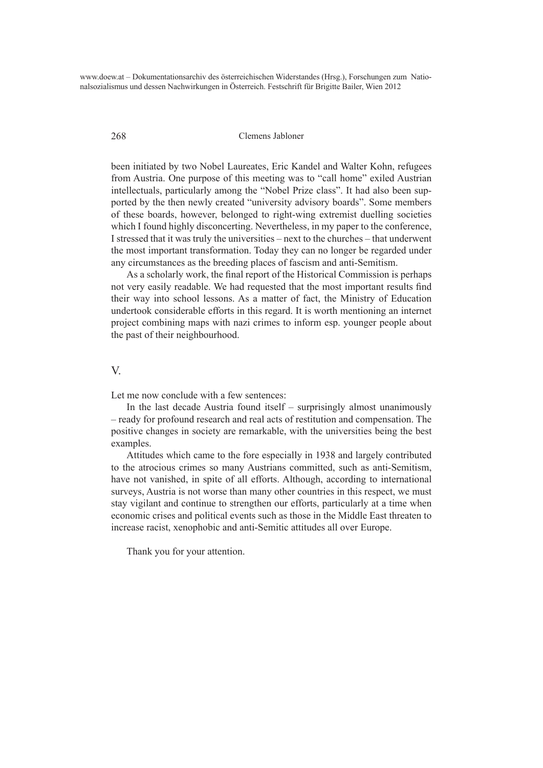been initiated by two Nobel Laureates, Eric Kandel and Walter Kohn, refugees from Austria. One purpose of this meeting was to "call home" exiled Austrian intellectuals, particularly among the "Nobel Prize class". It had also been supported by the then newly created "university advisory boards". Some members of these boards, however, belonged to right-wing extremist duelling societies which I found highly disconcerting. Nevertheless, in my paper to the conference, I stressed that it was truly the universities – next to the churches – that underwent the most important transformation. Today they can no longer be regarded under any circumstances as the breeding places of fascism and anti-Semitism.

As a scholarly work, the final report of the Historical Commission is perhaps not very easily readable. We had requested that the most important results find their way into school lessons. As a matter of fact, the Ministry of Education undertook considerable efforts in this regard. It is worth mentioning an internet project combining maps with nazi crimes to inform esp. younger people about the past of their neighbourhood.

## V.

Let me now conclude with a few sentences:

In the last decade Austria found itself – surprisingly almost unanimously – ready for profound research and real acts of restitution and compensation. The positive changes in society are remarkable, with the universities being the best examples.

Attitudes which came to the fore especially in 1938 and largely contributed to the atrocious crimes so many Austrians committed, such as anti-Semitism, have not vanished, in spite of all efforts. Although, according to international surveys, Austria is not worse than many other countries in this respect, we must stay vigilant and continue to strengthen our efforts, particularly at a time when economic crises and political events such as those in the Middle East threaten to increase racist, xenophobic and anti-Semitic attitudes all over Europe.

Thank you for your attention.